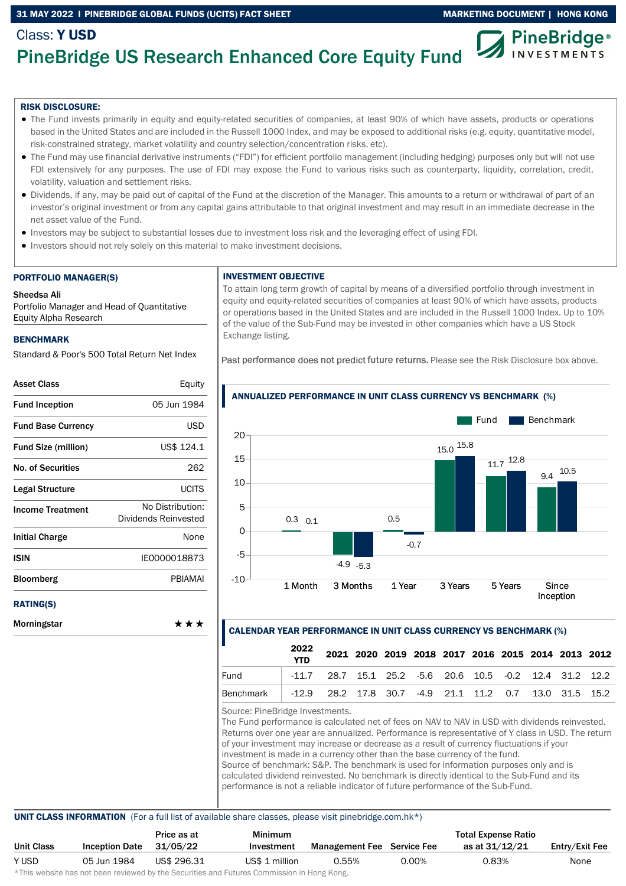Class: **Y USD**

# PineBridge US Research Enhanced Core Equity Fund

**RISK DISCLOSURE:**

- The Fund invests primarily in equity and equity-related securities of companies, at least 90% of which have assets, products or operations based in the United States and are included in the Russell 1000 Index, and may be exposed to additional risks (e.g. equity, quantitative model, risk-constrained strategy, market volatility and country selection/concentration risks, etc).
- The Fund may use financial derivative instruments ("FDI") for efficient portfolio management (including hedging) purposes only but will not use FDI extensively for any purposes. The use of FDI may expose the Fund to various risks such as counterparty, liquidity, correlation, credit, volatility, valuation and settlement risks.
- Dividends, if any, may be paid out of capital of the Fund at the discretion of the Manager. This amounts to a return or withdrawal of part of an investor's original investment or from any capital gains attributable to that original investment and may result in an immediate decrease in the net asset value of the Fund.
- Investors may be subject to substantial losses due to investment loss risk and the leveraging effect of using FDI.
- Investors should not rely solely on this material to make investment decisions.

## PORTFOLIO MANAGER(S)

**Sheedsa Ali**
Portfolio Manager and Head of Quantitative Equity Alpha Research

## BENCHMARK

Standard & Poor's 500 Total Return Net Index

| | |
|---|---|
| **Asset Class** | Equity |
| **Fund Inception** | 05 Jun 1984 |
| **Fund Base Currency** | USD |
| **Fund Size (million)** | US$ 124.1 |
| **No. of Securities** | 262 |
| **Legal Structure** | UCITS |
| **Income Treatment** | No Distribution: Dividends Reinvested |
| **Initial Charge** | None |
| **ISIN** | IE0000018873 |
| **Bloomberg** | PBIAMAI |

## RATING(S)

| | |
|---|---|
| **Morningstar** | ★★★ |

## INVESTMENT OBJECTIVE

To attain long term growth of capital by means of a diversified portfolio through investment in equity and equity-related securities of companies at least 90% of which have assets, products or operations based in the United States and are included in the Russell 1000 Index. Up to 10% of the value of the Sub-Fund may be invested in other companies which have a US Stock Exchange listing.

Past performance does not predict future returns. Please see the Risk Disclosure box above.

## ANNUALIZED PERFORMANCE IN UNIT CLASS CURRENCY VS BENCHMARK (%)

| | 1 Month | 3 Months | 1 Year | 3 Years | 5 Years | Since Inception |
|---|---|---|---|---|---|---|
| Fund | 0.3 | -4.9 | 0.5 | 15.0 | 11.7 | 9.4 |
| Benchmark | 0.1 | -5.3 | -0.7 | 15.8 | 12.8 | 10.5 |

## CALENDAR YEAR PERFORMANCE IN UNIT CLASS CURRENCY VS BENCHMARK (%)

| | 2022 YTD | 2021 | 2020 | 2019 | 2018 | 2017 | 2016 | 2015 | 2014 | 2013 | 2012 |
|---|---|---|---|---|---|---|---|---|---|---|---|
| Fund | -11.7 | 28.7 | 15.1 | 25.2 | -5.6 | 20.6 | 10.5 | -0.2 | 12.4 | 31.2 | 12.2 |
| Benchmark | -12.9 | 28.2 | 17.8 | 30.7 | -4.9 | 21.1 | 11.2 | 0.7 | 13.0 | 31.5 | 15.2 |

Source: PineBridge Investments.
The Fund performance is calculated net of fees on NAV to NAV in USD with dividends reinvested. Returns over one year are annualized. Performance is representative of Y class in USD. The return of your investment may increase or decrease as a result of currency fluctuations if your investment is made in a currency other than the base currency of the fund.
Source of benchmark: S&P. The benchmark is used for information purposes only and is calculated dividend reinvested. No benchmark is directly identical to the Sub-Fund and its performance is not a reliable indicator of future performance of the Sub-Fund.

## UNIT CLASS INFORMATION (For a full list of available share classes, please visit pinebridge.com.hk*)

| Unit Class | Inception Date | Price as at 31/05/22 | Minimum Investment | Management Fee | Service Fee | Total Expense Ratio as at 31/12/21 | Entry/Exit Fee |
|---|---|---|---|---|---|---|---|
| Y USD | 05 Jun 1984 | US$ 296.31 | US$ 1 million | 0.55% | 0.00% | 0.83% | None |

*This website has not been reviewed by the Securities and Futures Commission in Hong Kong.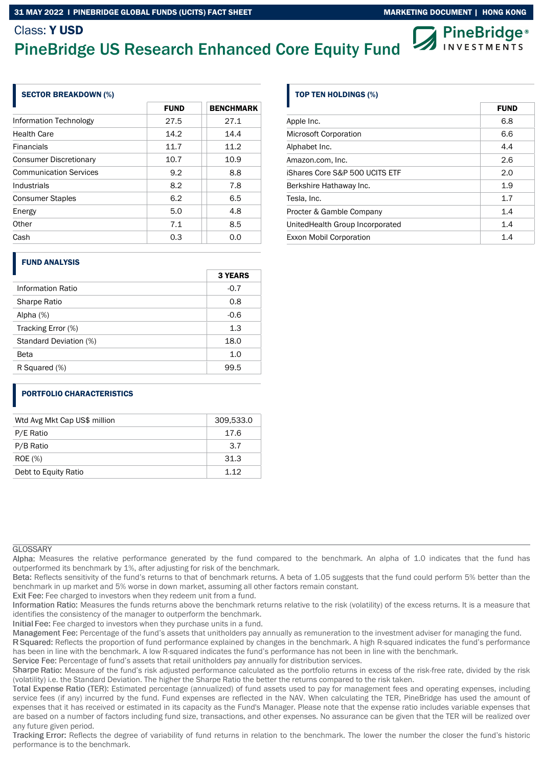Class: **Y USD**

# PineBridge US Research Enhanced Core Equity Fund

## SECTOR BREAKDOWN (%)

| | FUND | BENCHMARK |
|---|---|---|
| Information Technology | 27.5 | 27.1 |
| Health Care | 14.2 | 14.4 |
| Financials | 11.7 | 11.2 |
| Consumer Discretionary | 10.7 | 10.9 |
| Communication Services | 9.2 | 8.8 |
| Industrials | 8.2 | 7.8 |
| Consumer Staples | 6.2 | 6.5 |
| Energy | 5.0 | 4.8 |
| Other | 7.1 | 8.5 |
| Cash | 0.3 | 0.0 |

## TOP TEN HOLDINGS (%)

| | FUND |
|---|---|
| Apple Inc. | 6.8 |
| Microsoft Corporation | 6.6 |
| Alphabet Inc. | 4.4 |
| Amazon.com, Inc. | 2.6 |
| iShares Core S&P 500 UCITS ETF | 2.0 |
| Berkshire Hathaway Inc. | 1.9 |
| Tesla, Inc. | 1.7 |
| Procter & Gamble Company | 1.4 |
| UnitedHealth Group Incorporated | 1.4 |
| Exxon Mobil Corporation | 1.4 |

## FUND ANALYSIS

| | 3 YEARS |
|---|---|
| Information Ratio | -0.7 |
| Sharpe Ratio | 0.8 |
| Alpha (%) | -0.6 |
| Tracking Error (%) | 1.3 |
| Standard Deviation (%) | 18.0 |
| Beta | 1.0 |
| R Squared (%) | 99.5 |

## PORTFOLIO CHARACTERISTICS

| | |
|---|---|
| Wtd Avg Mkt Cap US$ million | 309,533.0 |
| P/E Ratio | 17.6 |
| P/B Ratio | 3.7 |
| ROE (%) | 31.3 |
| Debt to Equity Ratio | 1.12 |

## GLOSSARY

Alpha: Measures the relative performance generated by the fund compared to the benchmark. An alpha of 1.0 indicates that the fund has outperformed its benchmark by 1%, after adjusting for risk of the benchmark.

Beta: Reflects sensitivity of the fund's returns to that of benchmark returns. A beta of 1.05 suggests that the fund could perform 5% better than the benchmark in up market and 5% worse in down market, assuming all other factors remain constant.

Exit Fee: Fee charged to investors when they redeem unit from a fund.

Information Ratio: Measures the funds returns above the benchmark returns relative to the risk (volatility) of the excess returns. It is a measure that identifies the consistency of the manager to outperform the benchmark.

Initial Fee: Fee charged to investors when they purchase units in a fund.

Management Fee: Percentage of the fund's assets that unitholders pay annually as remuneration to the investment adviser for managing the fund.

R Squared: Reflects the proportion of fund performance explained by changes in the benchmark. A high R-squared indicates the fund's performance has been in line with the benchmark. A low R-squared indicates the fund's performance has not been in line with the benchmark.

Service Fee: Percentage of fund's assets that retail unitholders pay annually for distribution services.

Sharpe Ratio: Measure of the fund's risk adjusted performance calculated as the portfolio returns in excess of the risk-free rate, divided by the risk (volatility) i.e. the Standard Deviation. The higher the Sharpe Ratio the better the returns compared to the risk taken.

Total Expense Ratio (TER): Estimated percentage (annualized) of fund assets used to pay for management fees and operating expenses, including service fees (if any) incurred by the fund. Fund expenses are reflected in the NAV. When calculating the TER, PineBridge has used the amount of expenses that it has received or estimated in its capacity as the Fund's Manager. Please note that the expense ratio includes variable expenses that are based on a number of factors including fund size, transactions, and other expenses. No assurance can be given that the TER will be realized over any future given period.

Tracking Error: Reflects the degree of variability of fund returns in relation to the benchmark. The lower the number the closer the fund's historic performance is to the benchmark.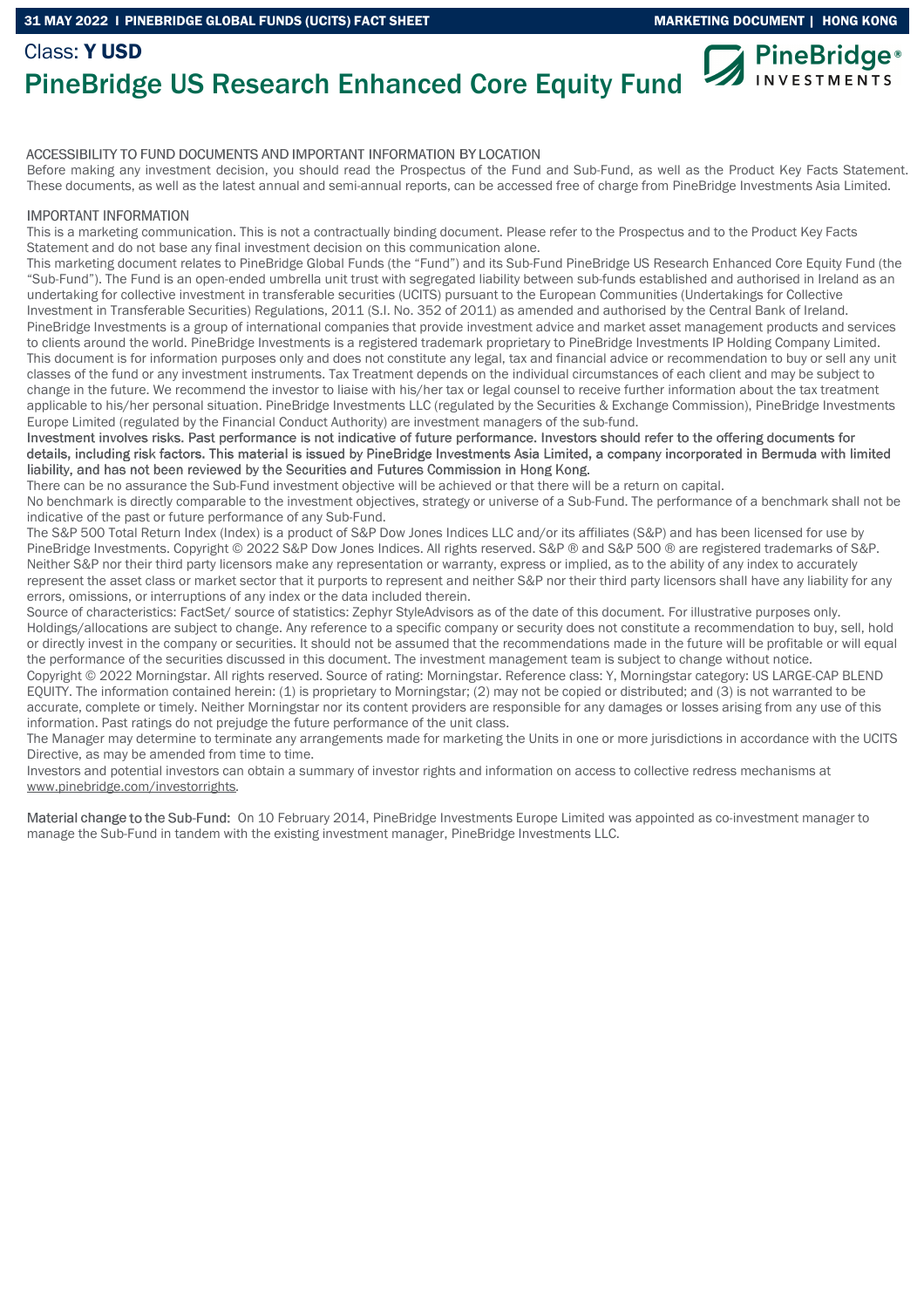Class: **Y USD**

# PineBridge US Research Enhanced Core Equity Fund

## ACCESSIBILITY TO FUND DOCUMENTS AND IMPORTANT INFORMATION BY LOCATION

Before making any investment decision, you should read the Prospectus of the Fund and Sub-Fund, as well as the Product Key Facts Statement. These documents, as well as the latest annual and semi-annual reports, can be accessed free of charge from PineBridge Investments Asia Limited.

## IMPORTANT INFORMATION

This is a marketing communication. This is not a contractually binding document. Please refer to the Prospectus and to the Product Key Facts Statement and do not base any final investment decision on this communication alone.

This marketing document relates to PineBridge Global Funds (the "Fund") and its Sub-Fund PineBridge US Research Enhanced Core Equity Fund (the "Sub-Fund"). The Fund is an open-ended umbrella unit trust with segregated liability between sub-funds established and authorised in Ireland as an undertaking for collective investment in transferable securities (UCITS) pursuant to the European Communities (Undertakings for Collective Investment in Transferable Securities) Regulations, 2011 (S.I. No. 352 of 2011) as amended and authorised by the Central Bank of Ireland.

PineBridge Investments is a group of international companies that provide investment advice and market asset management products and services to clients around the world. PineBridge Investments is a registered trademark proprietary to PineBridge Investments IP Holding Company Limited.

This document is for information purposes only and does not constitute any legal, tax and financial advice or recommendation to buy or sell any unit classes of the fund or any investment instruments. Tax Treatment depends on the individual circumstances of each client and may be subject to change in the future. We recommend the investor to liaise with his/her tax or legal counsel to receive further information about the tax treatment applicable to his/her personal situation. PineBridge Investments LLC (regulated by the Securities & Exchange Commission), PineBridge Investments Europe Limited (regulated by the Financial Conduct Authority) are investment managers of the sub-fund.

**Investment involves risks. Past performance is not indicative of future performance. Investors should refer to the offering documents for details, including risk factors. This material is issued by PineBridge Investments Asia Limited, a company incorporated in Bermuda with limited liability, and has not been reviewed by the Securities and Futures Commission in Hong Kong.**

There can be no assurance the Sub-Fund investment objective will be achieved or that there will be a return on capital.

No benchmark is directly comparable to the investment objectives, strategy or universe of a Sub-Fund. The performance of a benchmark shall not be indicative of the past or future performance of any Sub-Fund.

The S&P 500 Total Return Index (Index) is a product of S&P Dow Jones Indices LLC and/or its affiliates (S&P) and has been licensed for use by PineBridge Investments. Copyright © 2022 S&P Dow Jones Indices. All rights reserved. S&P ® and S&P 500 ® are registered trademarks of S&P. Neither S&P nor their third party licensors make any representation or warranty, express or implied, as to the ability of any index to accurately represent the asset class or market sector that it purports to represent and neither S&P nor their third party licensors shall have any liability for any errors, omissions, or interruptions of any index or the data included therein.

Source of characteristics: FactSet/ source of statistics: Zephyr StyleAdvisors as of the date of this document. For illustrative purposes only. Holdings/allocations are subject to change. Any reference to a specific company or security does not constitute a recommendation to buy, sell, hold or directly invest in the company or securities. It should not be assumed that the recommendations made in the future will be profitable or will equal the performance of the securities discussed in this document. The investment management team is subject to change without notice.

Copyright © 2022 Morningstar. All rights reserved. Source of rating: Morningstar. Reference class: Y, Morningstar category: US LARGE-CAP BLEND EQUITY. The information contained herein: (1) is proprietary to Morningstar; (2) may not be copied or distributed; and (3) is not warranted to be accurate, complete or timely. Neither Morningstar nor its content providers are responsible for any damages or losses arising from any use of this information. Past ratings do not prejudge the future performance of the unit class.

The Manager may determine to terminate any arrangements made for marketing the Units in one or more jurisdictions in accordance with the UCITS Directive, as may be amended from time to time.

Investors and potential investors can obtain a summary of investor rights and information on access to collective redress mechanisms at www.pinebridge.com/investorrights.

Material change to the Sub-Fund: On 10 February 2014, PineBridge Investments Europe Limited was appointed as co-investment manager to manage the Sub-Fund in tandem with the existing investment manager, PineBridge Investments LLC.